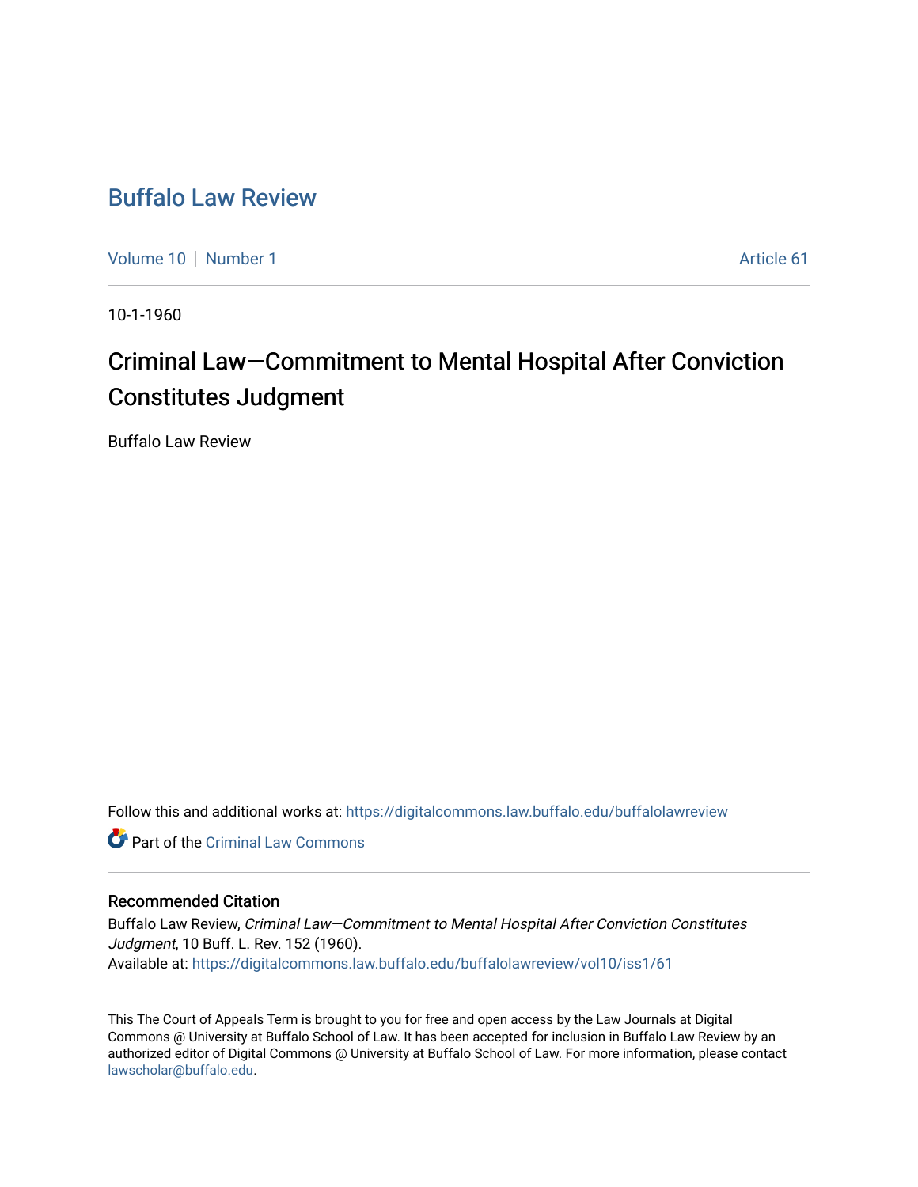# Buffalo Law Review

Volume 10 | Number 1 Article 61

10-1-1960

## Criminal Law—Commitment to Mental Hospital After Conviction Constitutes Judgment

Buffalo Law Review

Follow this and additional works at: https://digitalcommons.law.buffalo.edu/buffalolawreview

Part of the Criminal Law Commons

### Recommended Citation

Buffalo Law Review, *Criminal Law—Commitment to Mental Hospital After Conviction Constitutes Judgment*, 10 Buff. L. Rev. 152 (1960).
Available at: https://digitalcommons.law.buffalo.edu/buffalolawreview/vol10/iss1/61

This The Court of Appeals Term is brought to you for free and open access by the Law Journals at Digital Commons @ University at Buffalo School of Law. It has been accepted for inclusion in Buffalo Law Review by an authorized editor of Digital Commons @ University at Buffalo School of Law. For more information, please contact lawscholar@buffalo.edu.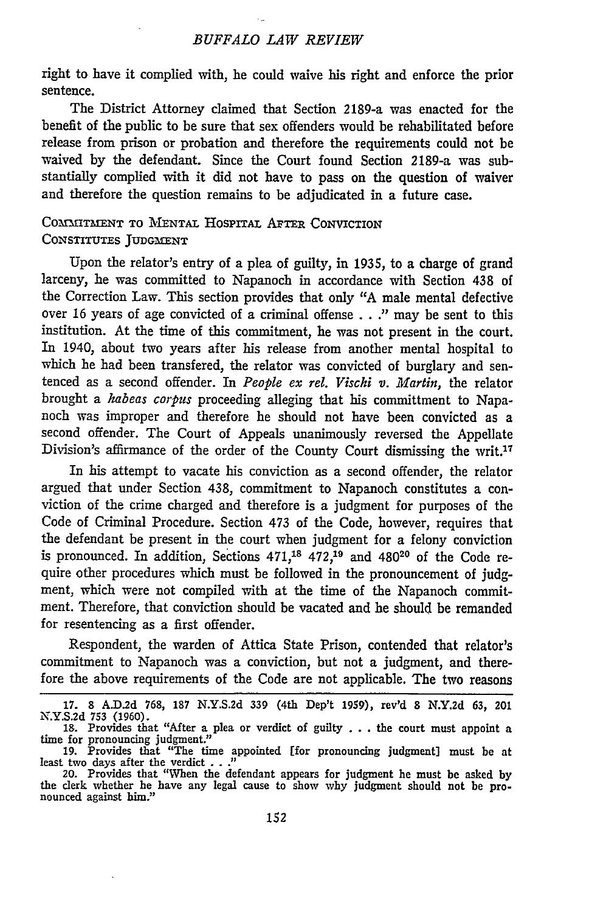right to have it complied with, he could waive his right and enforce the prior sentence.

The District Attorney claimed that Section 2189-a was enacted for the benefit of the public to be sure that sex offenders would be rehabilitated before release from prison or probation and therefore the requirements could not be waived by the defendant. Since the Court found Section 2189-a was substantially complied with it did not have to pass on the question of waiver and therefore the question remains to be adjudicated in a future case.

### COMMITMENT TO MENTAL HOSPITAL AFTER CONVICTION CONSTITUTES JUDGMENT

Upon the relator's entry of a plea of guilty, in 1935, to a charge of grand larceny, he was committed to Napanoch in accordance with Section 438 of the Correction Law. This section provides that only "A male mental defective over 16 years of age convicted of a criminal offense . . ." may be sent to this institution. At the time of this commitment, he was not present in the court. In 1940, about two years after his release from another mental hospital to which he had been transfered, the relator was convicted of burglary and sentenced as a second offender. In *People ex rel. Vischi v. Martin*, the relator brought a *habeas corpus* proceeding alleging that his committment to Napanoch was improper and therefore he should not have been convicted as a second offender. The Court of Appeals unanimously reversed the Appellate Division's affirmance of the order of the County Court dismissing the writ.[17]

In his attempt to vacate his conviction as a second offender, the relator argued that under Section 438, commitment to Napanoch constitutes a conviction of the crime charged and therefore is a judgment for purposes of the Code of Criminal Procedure. Section 473 of the Code, however, requires that the defendant be present in the court when judgment for a felony conviction is pronounced. In addition, Sections 471,[18] 472,[19] and 480[20] of the Code require other procedures which must be followed in the pronouncement of judgment, which were not compiled with at the time of the Napanoch commitment. Therefore, that conviction should be vacated and he should be remanded for resentencing as a first offender.

Respondent, the warden of Attica State Prison, contended that relator's commitment to Napanoch was a conviction, but not a judgment, and therefore the above requirements of the Code are not applicable. The two reasons

---

17. 8 A.D.2d 768, 187 N.Y.S.2d 339 (4th Dep't 1959), rev'd 8 N.Y.2d 63, 201 N.Y.S.2d 753 (1960).

18. Provides that "After a plea or verdict of guilty . . . the court must appoint a time for pronouncing judgment."

19. Provides that "The time appointed [for pronouncing judgment] must be at least two days after the verdict . . ."

20. Provides that "When the defendant appears for judgment he must be asked by the clerk whether he have any legal cause to show why judgment should not be pronounced against him."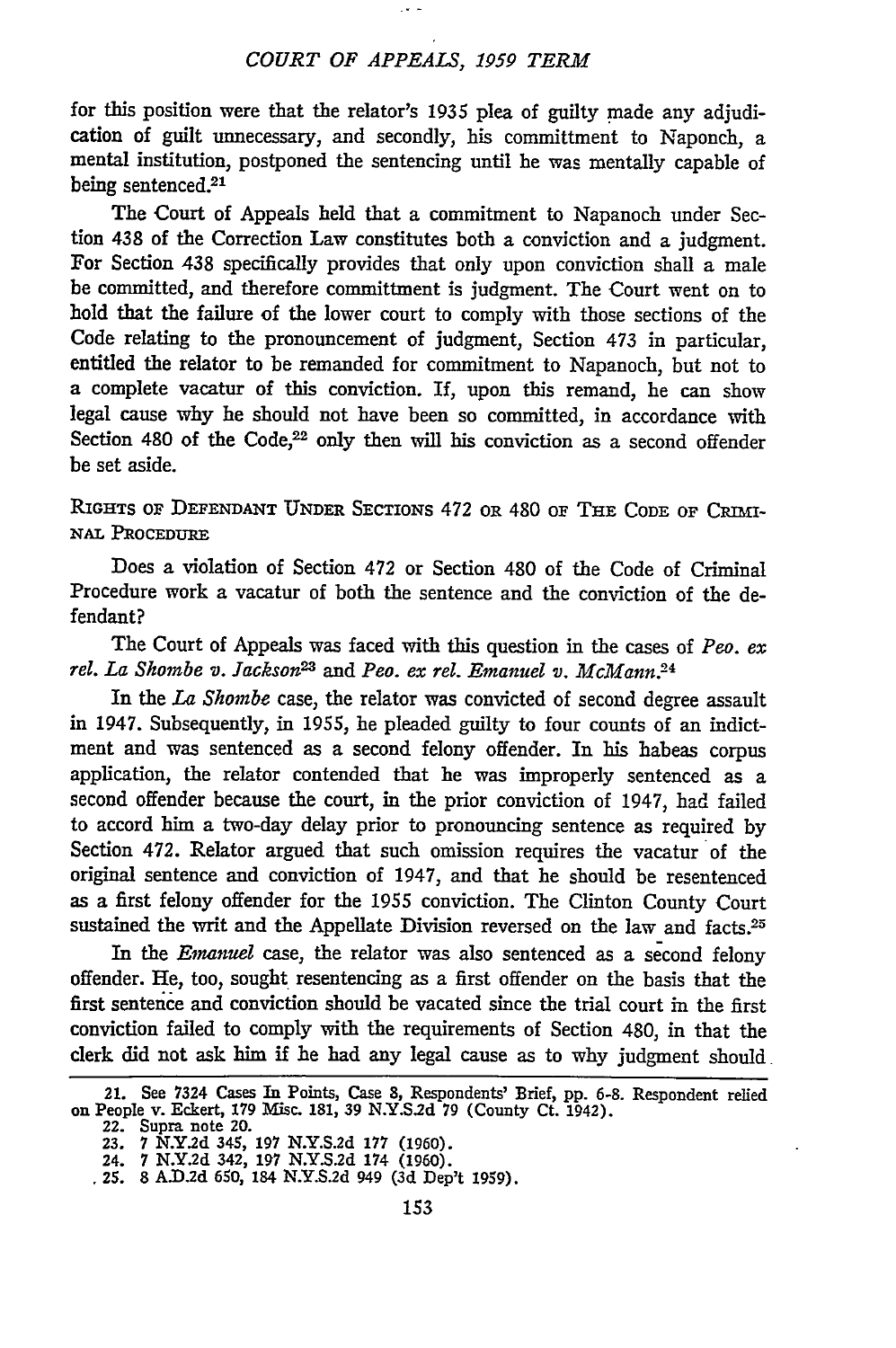for this position were that the relator's 1935 plea of guilty made any adjudication of guilt unnecessary, and secondly, his committment to Naponch, a mental institution, postponed the sentencing until he was mentally capable of being sentenced.[21]

The Court of Appeals held that a commitment to Napanoch under Section 438 of the Correction Law constitutes both a conviction and a judgment. For Section 438 specifically provides that only upon conviction shall a male be committed, and therefore committment is judgment. The Court went on to hold that the failure of the lower court to comply with those sections of the Code relating to the pronouncement of judgment, Section 473 in particular, entitled the relator to be remanded for commitment to Napanoch, but not to a complete vacatur of this conviction. If, upon this remand, he can show legal cause why he should not have been so committed, in accordance with Section 480 of the Code,[22] only then will his conviction as a second offender be set aside.

### RIGHTS OF DEFENDANT UNDER SECTIONS 472 OR 480 OF THE CODE OF CRIMINAL PROCEDURE

Does a violation of Section 472 or Section 480 of the Code of Criminal Procedure work a vacatur of both the sentence and the conviction of the defendant?

The Court of Appeals was faced with this question in the cases of *Peo. ex rel. La Shombe v. Jackson*[23] and *Peo. ex rel. Emanuel v. McMann.*[24]

In the *La Shombe* case, the relator was convicted of second degree assault in 1947. Subsequently, in 1955, he pleaded guilty to four counts of an indictment and was sentenced as a second felony offender. In his habeas corpus application, the relator contended that he was improperly sentenced as a second offender because the court, in the prior conviction of 1947, had failed to accord him a two-day delay prior to pronouncing sentence as required by Section 472. Relator argued that such omission requires the vacatur of the original sentence and conviction of 1947, and that he should be resentenced as a first felony offender for the 1955 conviction. The Clinton County Court sustained the writ and the Appellate Division reversed on the law and facts.[25]

In the *Emanuel* case, the relator was also sentenced as a second felony offender. He, too, sought resentencing as a first offender on the basis that the first sentence and conviction should be vacated since the trial court in the first conviction failed to comply with the requirements of Section 480, in that the clerk did not ask him if he had any legal cause as to why judgment should

---

21. See 7324 Cases In Points, Case 8, Respondents' Brief, pp. 6-8. Respondent relied on People v. Eckert, 179 Misc. 181, 39 N.Y.S.2d 79 (County Ct. 1942).
22. Supra note 20.
23. 7 N.Y.2d 345, 197 N.Y.S.2d 177 (1960).
24. 7 N.Y.2d 342, 197 N.Y.S.2d 174 (1960).
25. 8 A.D.2d 650, 184 N.Y.S.2d 949 (3d Dep't 1959).